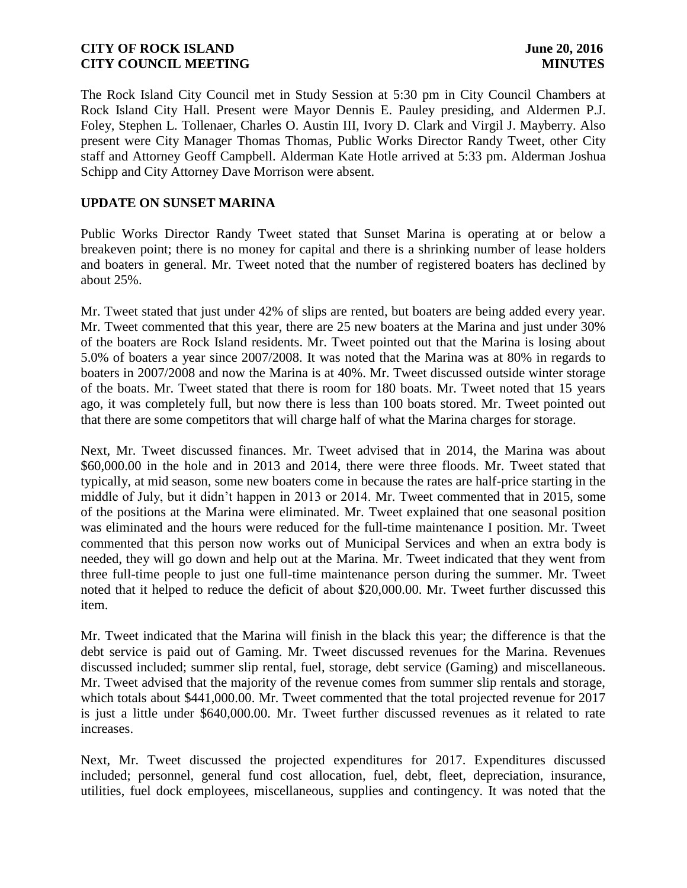The Rock Island City Council met in Study Session at 5:30 pm in City Council Chambers at Rock Island City Hall. Present were Mayor Dennis E. Pauley presiding, and Aldermen P.J. Foley, Stephen L. Tollenaer, Charles O. Austin III, Ivory D. Clark and Virgil J. Mayberry. Also present were City Manager Thomas Thomas, Public Works Director Randy Tweet, other City staff and Attorney Geoff Campbell. Alderman Kate Hotle arrived at 5:33 pm. Alderman Joshua Schipp and City Attorney Dave Morrison were absent.

## UPDATE ON SUNSET MARINA

Public Works Director Randy Tweet stated that Sunset Marina is operating at or below a breakeven point; there is no money for capital and there is a shrinking number of lease holders and boaters in general. Mr. Tweet noted that the number of registered boaters has declined by about 25%.

Mr. Tweet stated that just under 42% of slips are rented, but boaters are being added every year. Mr. Tweet commented that this year, there are 25 new boaters at the Marina and just under 30% of the boaters are Rock Island residents. Mr. Tweet pointed out that the Marina is losing about 5.0% of boaters a year since 2007/2008. It was noted that the Marina was at 80% in regards to boaters in 2007/2008 and now the Marina is at 40%. Mr. Tweet discussed outside winter storage of the boats. Mr. Tweet stated that there is room for 180 boats. Mr. Tweet noted that 15 years ago, it was completely full, but now there is less than 100 boats stored. Mr. Tweet pointed out that there are some competitors that will charge half of what the Marina charges for storage.

Next, Mr. Tweet discussed finances. Mr. Tweet advised that in 2014, the Marina was about $60,000.00 in the hole and in 2013 and 2014, there were three floods. Mr. Tweet stated that typically, at mid season, some new boaters come in because the rates are half-price starting in the middle of July, but it didn't happen in 2013 or 2014. Mr. Tweet commented that in 2015, some of the positions at the Marina were eliminated. Mr. Tweet explained that one seasonal position was eliminated and the hours were reduced for the full-time maintenance I position. Mr. Tweet commented that this person now works out of Municipal Services and when an extra body is needed, they will go down and help out at the Marina. Mr. Tweet indicated that they went from three full-time people to just one full-time maintenance person during the summer. Mr. Tweet noted that it helped to reduce the deficit of about $20,000.00. Mr. Tweet further discussed this item.

Mr. Tweet indicated that the Marina will finish in the black this year; the difference is that the debt service is paid out of Gaming. Mr. Tweet discussed revenues for the Marina. Revenues discussed included; summer slip rental, fuel, storage, debt service (Gaming) and miscellaneous. Mr. Tweet advised that the majority of the revenue comes from summer slip rentals and storage, which totals about $441,000.00. Mr. Tweet commented that the total projected revenue for 2017 is just a little under $640,000.00. Mr. Tweet further discussed revenues as it related to rate increases.

Next, Mr. Tweet discussed the projected expenditures for 2017. Expenditures discussed included; personnel, general fund cost allocation, fuel, debt, fleet, depreciation, insurance, utilities, fuel dock employees, miscellaneous, supplies and contingency. It was noted that the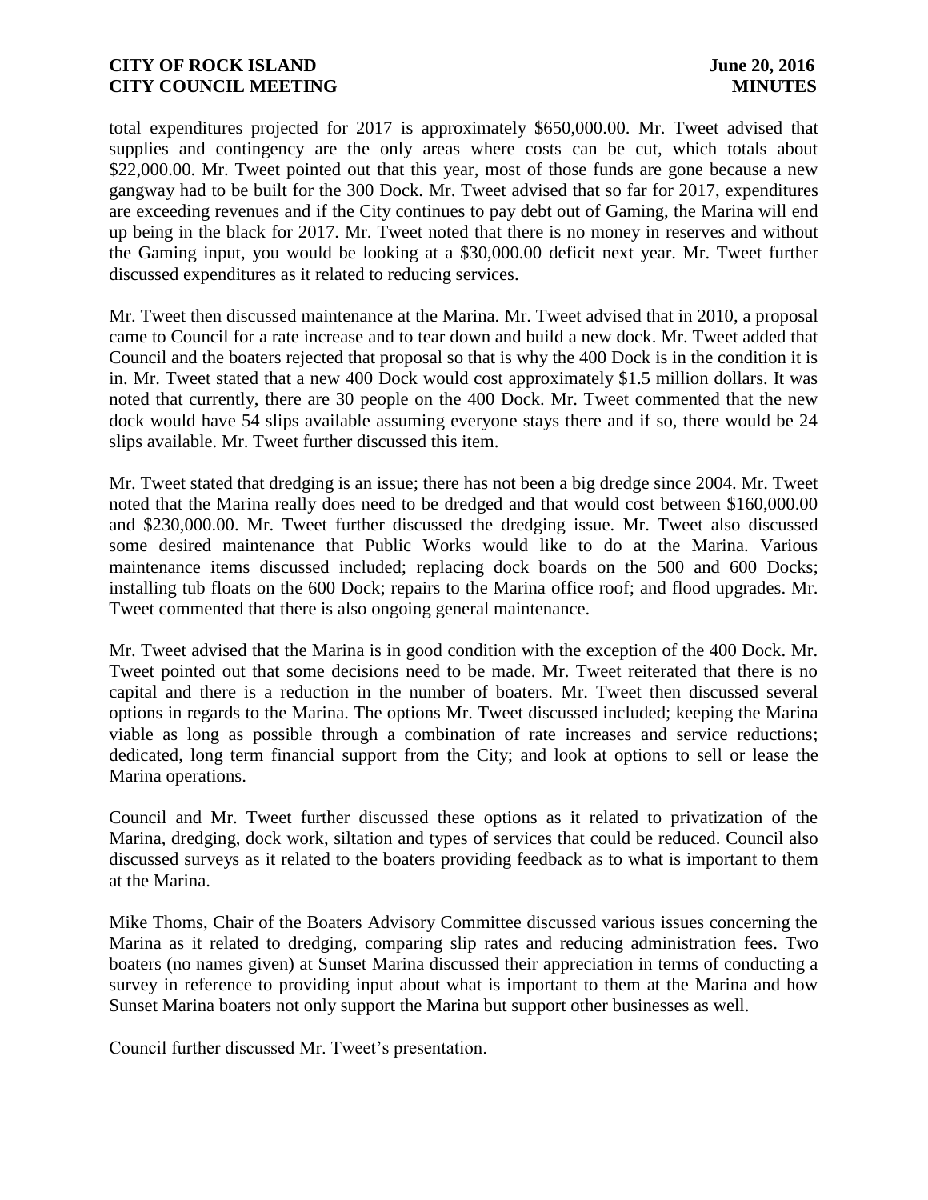total expenditures projected for 2017 is approximately $650,000.00. Mr. Tweet advised that supplies and contingency are the only areas where costs can be cut, which totals about $22,000.00. Mr. Tweet pointed out that this year, most of those funds are gone because a new gangway had to be built for the 300 Dock. Mr. Tweet advised that so far for 2017, expenditures are exceeding revenues and if the City continues to pay debt out of Gaming, the Marina will end up being in the black for 2017. Mr. Tweet noted that there is no money in reserves and without the Gaming input, you would be looking at a $30,000.00 deficit next year. Mr. Tweet further discussed expenditures as it related to reducing services.

Mr. Tweet then discussed maintenance at the Marina. Mr. Tweet advised that in 2010, a proposal came to Council for a rate increase and to tear down and build a new dock. Mr. Tweet added that Council and the boaters rejected that proposal so that is why the 400 Dock is in the condition it is in. Mr. Tweet stated that a new 400 Dock would cost approximately $1.5 million dollars. It was noted that currently, there are 30 people on the 400 Dock. Mr. Tweet commented that the new dock would have 54 slips available assuming everyone stays there and if so, there would be 24 slips available. Mr. Tweet further discussed this item.

Mr. Tweet stated that dredging is an issue; there has not been a big dredge since 2004. Mr. Tweet noted that the Marina really does need to be dredged and that would cost between $160,000.00 and $230,000.00. Mr. Tweet further discussed the dredging issue. Mr. Tweet also discussed some desired maintenance that Public Works would like to do at the Marina. Various maintenance items discussed included; replacing dock boards on the 500 and 600 Docks; installing tub floats on the 600 Dock; repairs to the Marina office roof; and flood upgrades. Mr. Tweet commented that there is also ongoing general maintenance.

Mr. Tweet advised that the Marina is in good condition with the exception of the 400 Dock. Mr. Tweet pointed out that some decisions need to be made. Mr. Tweet reiterated that there is no capital and there is a reduction in the number of boaters. Mr. Tweet then discussed several options in regards to the Marina. The options Mr. Tweet discussed included; keeping the Marina viable as long as possible through a combination of rate increases and service reductions; dedicated, long term financial support from the City; and look at options to sell or lease the Marina operations.

Council and Mr. Tweet further discussed these options as it related to privatization of the Marina, dredging, dock work, siltation and types of services that could be reduced. Council also discussed surveys as it related to the boaters providing feedback as to what is important to them at the Marina.

Mike Thoms, Chair of the Boaters Advisory Committee discussed various issues concerning the Marina as it related to dredging, comparing slip rates and reducing administration fees. Two boaters (no names given) at Sunset Marina discussed their appreciation in terms of conducting a survey in reference to providing input about what is important to them at the Marina and how Sunset Marina boaters not only support the Marina but support other businesses as well.

Council further discussed Mr. Tweet's presentation.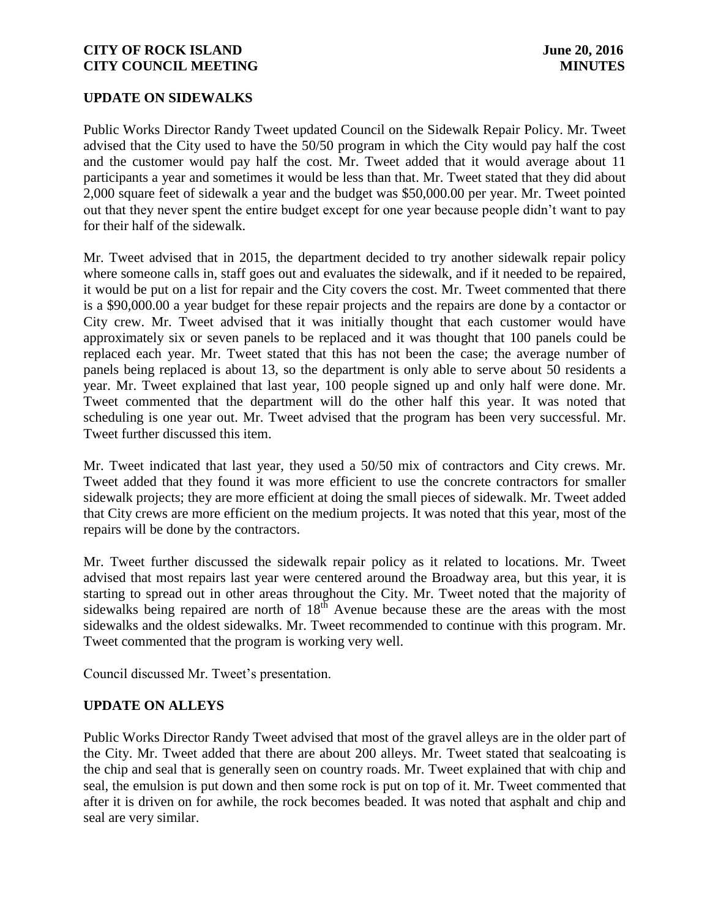## UPDATE ON SIDEWALKS

Public Works Director Randy Tweet updated Council on the Sidewalk Repair Policy. Mr. Tweet advised that the City used to have the 50/50 program in which the City would pay half the cost and the customer would pay half the cost. Mr. Tweet added that it would average about 11 participants a year and sometimes it would be less than that. Mr. Tweet stated that they did about 2,000 square feet of sidewalk a year and the budget was $50,000.00 per year. Mr. Tweet pointed out that they never spent the entire budget except for one year because people didn't want to pay for their half of the sidewalk.

Mr. Tweet advised that in 2015, the department decided to try another sidewalk repair policy where someone calls in, staff goes out and evaluates the sidewalk, and if it needed to be repaired, it would be put on a list for repair and the City covers the cost. Mr. Tweet commented that there is a $90,000.00 a year budget for these repair projects and the repairs are done by a contactor or City crew. Mr. Tweet advised that it was initially thought that each customer would have approximately six or seven panels to be replaced and it was thought that 100 panels could be replaced each year. Mr. Tweet stated that this has not been the case; the average number of panels being replaced is about 13, so the department is only able to serve about 50 residents a year. Mr. Tweet explained that last year, 100 people signed up and only half were done. Mr. Tweet commented that the department will do the other half this year. It was noted that scheduling is one year out. Mr. Tweet advised that the program has been very successful. Mr. Tweet further discussed this item.

Mr. Tweet indicated that last year, they used a 50/50 mix of contractors and City crews. Mr. Tweet added that they found it was more efficient to use the concrete contractors for smaller sidewalk projects; they are more efficient at doing the small pieces of sidewalk. Mr. Tweet added that City crews are more efficient on the medium projects. It was noted that this year, most of the repairs will be done by the contractors.

Mr. Tweet further discussed the sidewalk repair policy as it related to locations. Mr. Tweet advised that most repairs last year were centered around the Broadway area, but this year, it is starting to spread out in other areas throughout the City. Mr. Tweet noted that the majority of sidewalks being repaired are north of 18th Avenue because these are the areas with the most sidewalks and the oldest sidewalks. Mr. Tweet recommended to continue with this program. Mr. Tweet commented that the program is working very well.

Council discussed Mr. Tweet's presentation.

## UPDATE ON ALLEYS

Public Works Director Randy Tweet advised that most of the gravel alleys are in the older part of the City. Mr. Tweet added that there are about 200 alleys. Mr. Tweet stated that sealcoating is the chip and seal that is generally seen on country roads. Mr. Tweet explained that with chip and seal, the emulsion is put down and then some rock is put on top of it. Mr. Tweet commented that after it is driven on for awhile, the rock becomes beaded. It was noted that asphalt and chip and seal are very similar.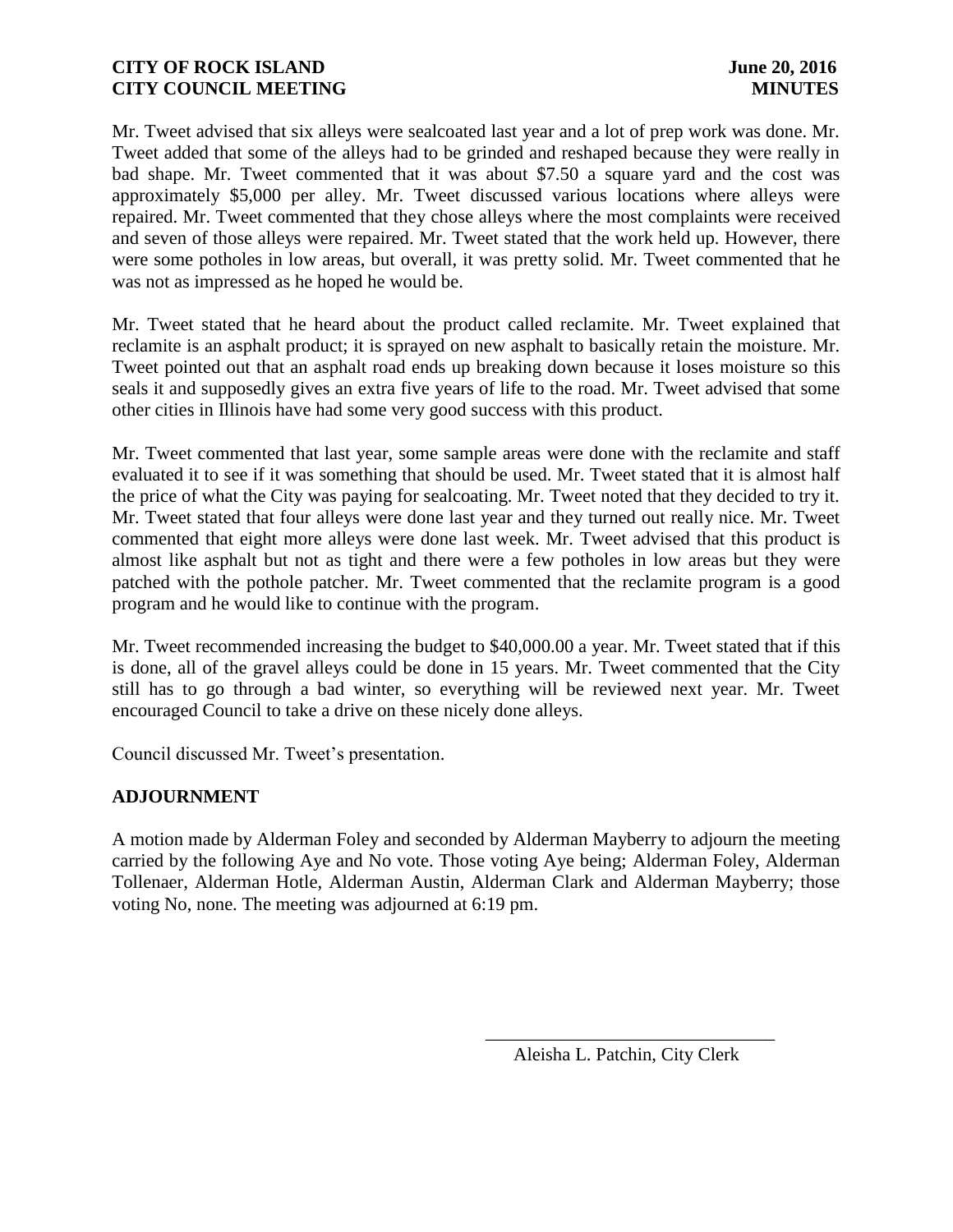Mr. Tweet advised that six alleys were sealcoated last year and a lot of prep work was done. Mr. Tweet added that some of the alleys had to be grinded and reshaped because they were really in bad shape. Mr. Tweet commented that it was about $7.50 a square yard and the cost was approximately $5,000 per alley. Mr. Tweet discussed various locations where alleys were repaired. Mr. Tweet commented that they chose alleys where the most complaints were received and seven of those alleys were repaired. Mr. Tweet stated that the work held up. However, there were some potholes in low areas, but overall, it was pretty solid. Mr. Tweet commented that he was not as impressed as he hoped he would be.

Mr. Tweet stated that he heard about the product called reclamite. Mr. Tweet explained that reclamite is an asphalt product; it is sprayed on new asphalt to basically retain the moisture. Mr. Tweet pointed out that an asphalt road ends up breaking down because it loses moisture so this seals it and supposedly gives an extra five years of life to the road. Mr. Tweet advised that some other cities in Illinois have had some very good success with this product.

Mr. Tweet commented that last year, some sample areas were done with the reclamite and staff evaluated it to see if it was something that should be used. Mr. Tweet stated that it is almost half the price of what the City was paying for sealcoating. Mr. Tweet noted that they decided to try it. Mr. Tweet stated that four alleys were done last year and they turned out really nice. Mr. Tweet commented that eight more alleys were done last week. Mr. Tweet advised that this product is almost like asphalt but not as tight and there were a few potholes in low areas but they were patched with the pothole patcher. Mr. Tweet commented that the reclamite program is a good program and he would like to continue with the program.

Mr. Tweet recommended increasing the budget to $40,000.00 a year. Mr. Tweet stated that if this is done, all of the gravel alleys could be done in 15 years. Mr. Tweet commented that the City still has to go through a bad winter, so everything will be reviewed next year. Mr. Tweet encouraged Council to take a drive on these nicely done alleys.

Council discussed Mr. Tweet's presentation.

## ADJOURNMENT

A motion made by Alderman Foley and seconded by Alderman Mayberry to adjourn the meeting carried by the following Aye and No vote. Those voting Aye being; Alderman Foley, Alderman Tollenaer, Alderman Hotle, Alderman Austin, Alderman Clark and Alderman Mayberry; those voting No, none. The meeting was adjourned at 6:19 pm.

\_\_\_\_\_\_\_\_\_\_\_\_\_\_\_\_\_\_\_\_\_\_\_\_\_\_\_\_\_\_\_\_

Aleisha L. Patchin, City Clerk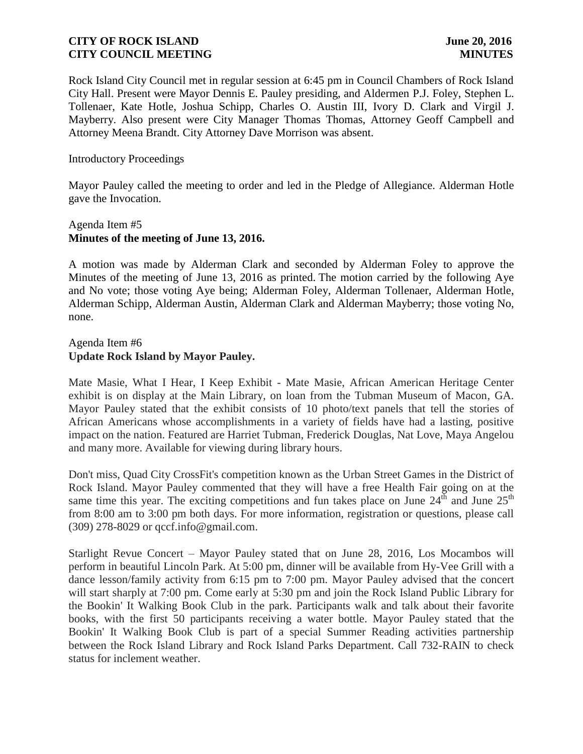Rock Island City Council met in regular session at 6:45 pm in Council Chambers of Rock Island City Hall. Present were Mayor Dennis E. Pauley presiding, and Aldermen P.J. Foley, Stephen L. Tollenaer, Kate Hotle, Joshua Schipp, Charles O. Austin III, Ivory D. Clark and Virgil J. Mayberry. Also present were City Manager Thomas Thomas, Attorney Geoff Campbell and Attorney Meena Brandt. City Attorney Dave Morrison was absent.

Introductory Proceedings

Mayor Pauley called the meeting to order and led in the Pledge of Allegiance. Alderman Hotle gave the Invocation.

Agenda Item #5
**Minutes of the meeting of June 13, 2016.**

A motion was made by Alderman Clark and seconded by Alderman Foley to approve the Minutes of the meeting of June 13, 2016 as printed. The motion carried by the following Aye and No vote; those voting Aye being; Alderman Foley, Alderman Tollenaer, Alderman Hotle, Alderman Schipp, Alderman Austin, Alderman Clark and Alderman Mayberry; those voting No, none.

Agenda Item #6
**Update Rock Island by Mayor Pauley.**

Mate Masie, What I Hear, I Keep Exhibit - Mate Masie, African American Heritage Center exhibit is on display at the Main Library, on loan from the Tubman Museum of Macon, GA. Mayor Pauley stated that the exhibit consists of 10 photo/text panels that tell the stories of African Americans whose accomplishments in a variety of fields have had a lasting, positive impact on the nation. Featured are Harriet Tubman, Frederick Douglas, Nat Love, Maya Angelou and many more. Available for viewing during library hours.

Don't miss, Quad City CrossFit's competition known as the Urban Street Games in the District of Rock Island. Mayor Pauley commented that they will have a free Health Fair going on at the same time this year. The exciting competitions and fun takes place on June 24th and June 25th from 8:00 am to 3:00 pm both days. For more information, registration or questions, please call (309) 278-8029 or qccf.info@gmail.com.

Starlight Revue Concert – Mayor Pauley stated that on June 28, 2016, Los Mocambos will perform in beautiful Lincoln Park. At 5:00 pm, dinner will be available from Hy-Vee Grill with a dance lesson/family activity from 6:15 pm to 7:00 pm. Mayor Pauley advised that the concert will start sharply at 7:00 pm. Come early at 5:30 pm and join the Rock Island Public Library for the Bookin' It Walking Book Club in the park. Participants walk and talk about their favorite books, with the first 50 participants receiving a water bottle. Mayor Pauley stated that the Bookin' It Walking Book Club is part of a special Summer Reading activities partnership between the Rock Island Library and Rock Island Parks Department. Call 732-RAIN to check status for inclement weather.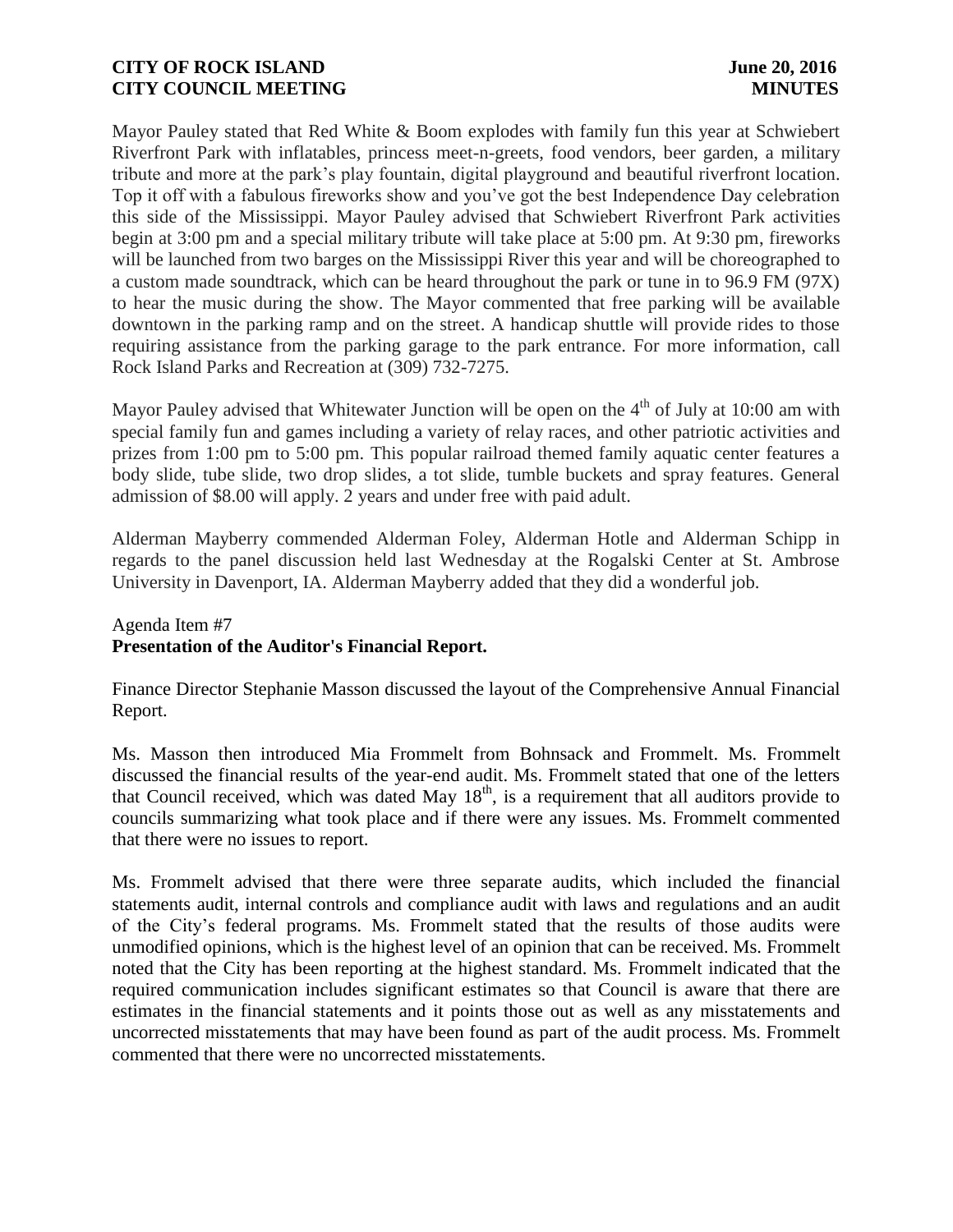Mayor Pauley stated that Red White & Boom explodes with family fun this year at Schwiebert Riverfront Park with inflatables, princess meet-n-greets, food vendors, beer garden, a military tribute and more at the park's play fountain, digital playground and beautiful riverfront location. Top it off with a fabulous fireworks show and you've got the best Independence Day celebration this side of the Mississippi. Mayor Pauley advised that Schwiebert Riverfront Park activities begin at 3:00 pm and a special military tribute will take place at 5:00 pm. At 9:30 pm, fireworks will be launched from two barges on the Mississippi River this year and will be choreographed to a custom made soundtrack, which can be heard throughout the park or tune in to 96.9 FM (97X) to hear the music during the show. The Mayor commented that free parking will be available downtown in the parking ramp and on the street. A handicap shuttle will provide rides to those requiring assistance from the parking garage to the park entrance. For more information, call Rock Island Parks and Recreation at (309) 732-7275.

Mayor Pauley advised that Whitewater Junction will be open on the 4th of July at 10:00 am with special family fun and games including a variety of relay races, and other patriotic activities and prizes from 1:00 pm to 5:00 pm. This popular railroad themed family aquatic center features a body slide, tube slide, two drop slides, a tot slide, tumble buckets and spray features. General admission of $8.00 will apply. 2 years and under free with paid adult.

Alderman Mayberry commended Alderman Foley, Alderman Hotle and Alderman Schipp in regards to the panel discussion held last Wednesday at the Rogalski Center at St. Ambrose University in Davenport, IA. Alderman Mayberry added that they did a wonderful job.

Agenda Item #7
**Presentation of the Auditor's Financial Report.**

Finance Director Stephanie Masson discussed the layout of the Comprehensive Annual Financial Report.

Ms. Masson then introduced Mia Frommelt from Bohnsack and Frommelt. Ms. Frommelt discussed the financial results of the year-end audit. Ms. Frommelt stated that one of the letters that Council received, which was dated May 18th, is a requirement that all auditors provide to councils summarizing what took place and if there were any issues. Ms. Frommelt commented that there were no issues to report.

Ms. Frommelt advised that there were three separate audits, which included the financial statements audit, internal controls and compliance audit with laws and regulations and an audit of the City's federal programs. Ms. Frommelt stated that the results of those audits were unmodified opinions, which is the highest level of an opinion that can be received. Ms. Frommelt noted that the City has been reporting at the highest standard. Ms. Frommelt indicated that the required communication includes significant estimates so that Council is aware that there are estimates in the financial statements and it points those out as well as any misstatements and uncorrected misstatements that may have been found as part of the audit process. Ms. Frommelt commented that there were no uncorrected misstatements.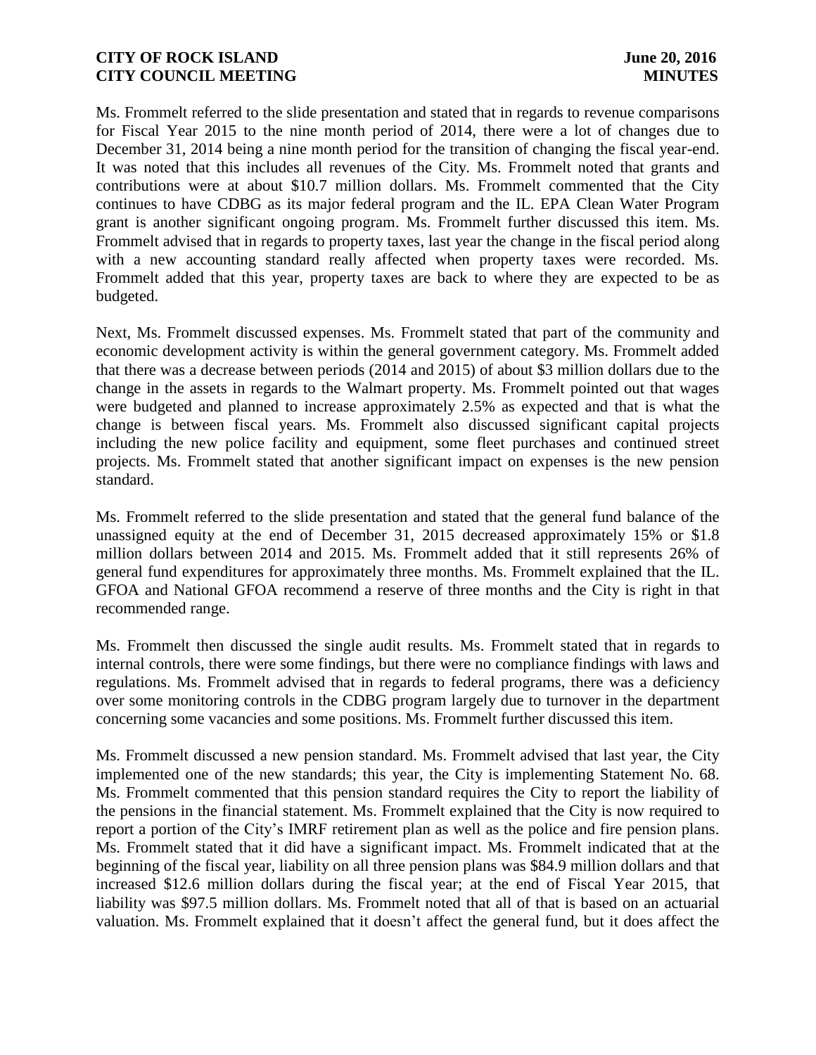Ms. Frommelt referred to the slide presentation and stated that in regards to revenue comparisons for Fiscal Year 2015 to the nine month period of 2014, there were a lot of changes due to December 31, 2014 being a nine month period for the transition of changing the fiscal year-end. It was noted that this includes all revenues of the City. Ms. Frommelt noted that grants and contributions were at about $10.7 million dollars. Ms. Frommelt commented that the City continues to have CDBG as its major federal program and the IL. EPA Clean Water Program grant is another significant ongoing program. Ms. Frommelt further discussed this item. Ms. Frommelt advised that in regards to property taxes, last year the change in the fiscal period along with a new accounting standard really affected when property taxes were recorded. Ms. Frommelt added that this year, property taxes are back to where they are expected to be as budgeted.

Next, Ms. Frommelt discussed expenses. Ms. Frommelt stated that part of the community and economic development activity is within the general government category. Ms. Frommelt added that there was a decrease between periods (2014 and 2015) of about $3 million dollars due to the change in the assets in regards to the Walmart property. Ms. Frommelt pointed out that wages were budgeted and planned to increase approximately 2.5% as expected and that is what the change is between fiscal years. Ms. Frommelt also discussed significant capital projects including the new police facility and equipment, some fleet purchases and continued street projects. Ms. Frommelt stated that another significant impact on expenses is the new pension standard.

Ms. Frommelt referred to the slide presentation and stated that the general fund balance of the unassigned equity at the end of December 31, 2015 decreased approximately 15% or $1.8 million dollars between 2014 and 2015. Ms. Frommelt added that it still represents 26% of general fund expenditures for approximately three months. Ms. Frommelt explained that the IL. GFOA and National GFOA recommend a reserve of three months and the City is right in that recommended range.

Ms. Frommelt then discussed the single audit results. Ms. Frommelt stated that in regards to internal controls, there were some findings, but there were no compliance findings with laws and regulations. Ms. Frommelt advised that in regards to federal programs, there was a deficiency over some monitoring controls in the CDBG program largely due to turnover in the department concerning some vacancies and some positions. Ms. Frommelt further discussed this item.

Ms. Frommelt discussed a new pension standard. Ms. Frommelt advised that last year, the City implemented one of the new standards; this year, the City is implementing Statement No. 68. Ms. Frommelt commented that this pension standard requires the City to report the liability of the pensions in the financial statement. Ms. Frommelt explained that the City is now required to report a portion of the City's IMRF retirement plan as well as the police and fire pension plans. Ms. Frommelt stated that it did have a significant impact. Ms. Frommelt indicated that at the beginning of the fiscal year, liability on all three pension plans was $84.9 million dollars and that increased $12.6 million dollars during the fiscal year; at the end of Fiscal Year 2015, that liability was $97.5 million dollars. Ms. Frommelt noted that all of that is based on an actuarial valuation. Ms. Frommelt explained that it doesn't affect the general fund, but it does affect the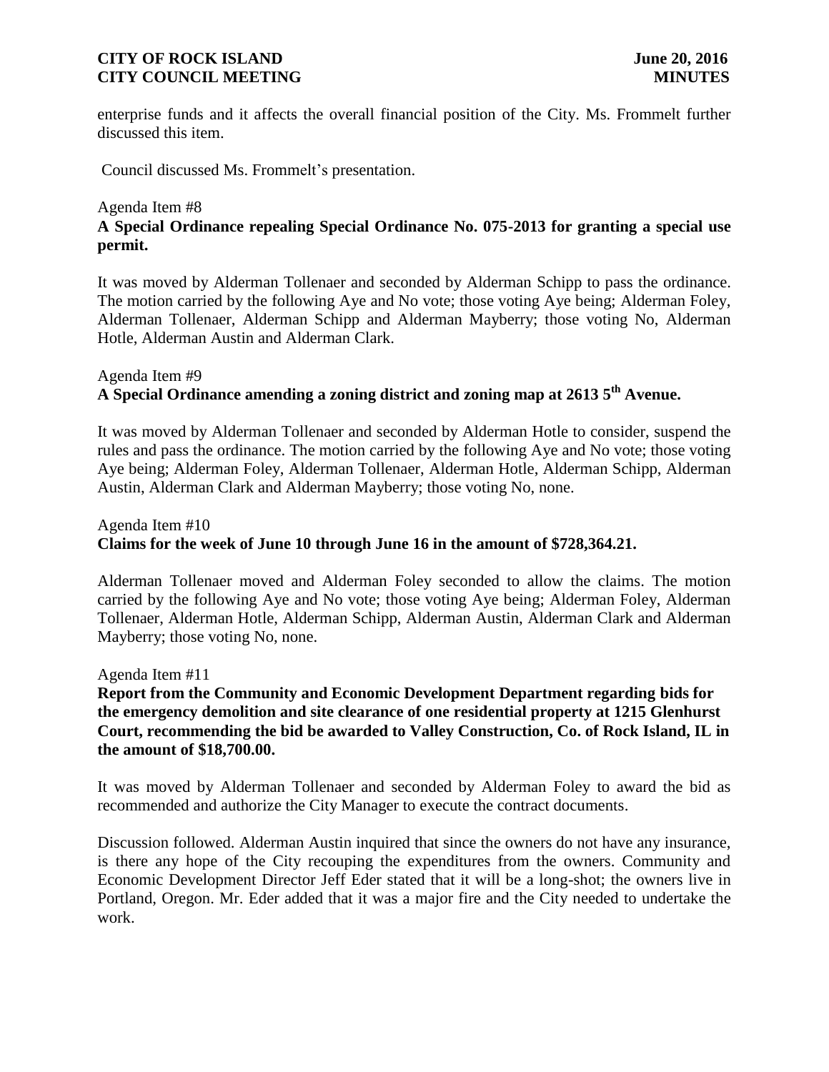enterprise funds and it affects the overall financial position of the City. Ms. Frommelt further discussed this item.

Council discussed Ms. Frommelt's presentation.

Agenda Item #8
**A Special Ordinance repealing Special Ordinance No. 075-2013 for granting a special use permit.**

It was moved by Alderman Tollenaer and seconded by Alderman Schipp to pass the ordinance. The motion carried by the following Aye and No vote; those voting Aye being; Alderman Foley, Alderman Tollenaer, Alderman Schipp and Alderman Mayberry; those voting No, Alderman Hotle, Alderman Austin and Alderman Clark.

Agenda Item #9
**A Special Ordinance amending a zoning district and zoning map at 2613 5th Avenue.**

It was moved by Alderman Tollenaer and seconded by Alderman Hotle to consider, suspend the rules and pass the ordinance. The motion carried by the following Aye and No vote; those voting Aye being; Alderman Foley, Alderman Tollenaer, Alderman Hotle, Alderman Schipp, Alderman Austin, Alderman Clark and Alderman Mayberry; those voting No, none.

Agenda Item #10
**Claims for the week of June 10 through June 16 in the amount of $728,364.21.**

Alderman Tollenaer moved and Alderman Foley seconded to allow the claims. The motion carried by the following Aye and No vote; those voting Aye being; Alderman Foley, Alderman Tollenaer, Alderman Hotle, Alderman Schipp, Alderman Austin, Alderman Clark and Alderman Mayberry; those voting No, none.

Agenda Item #11
**Report from the Community and Economic Development Department regarding bids for the emergency demolition and site clearance of one residential property at 1215 Glenhurst Court, recommending the bid be awarded to Valley Construction, Co. of Rock Island, IL in the amount of $18,700.00.**

It was moved by Alderman Tollenaer and seconded by Alderman Foley to award the bid as recommended and authorize the City Manager to execute the contract documents.

Discussion followed. Alderman Austin inquired that since the owners do not have any insurance, is there any hope of the City recouping the expenditures from the owners. Community and Economic Development Director Jeff Eder stated that it will be a long-shot; the owners live in Portland, Oregon. Mr. Eder added that it was a major fire and the City needed to undertake the work.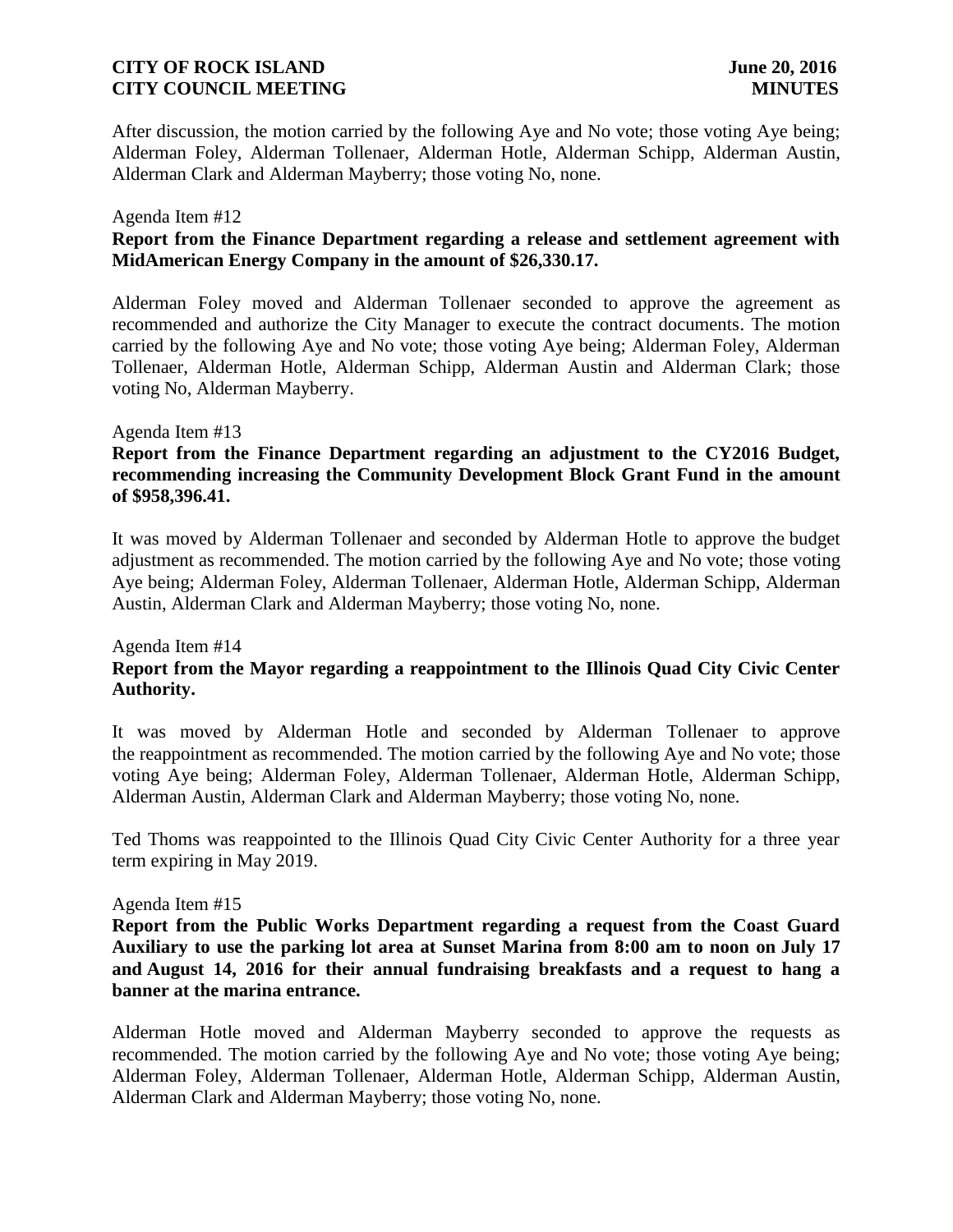After discussion, the motion carried by the following Aye and No vote; those voting Aye being; Alderman Foley, Alderman Tollenaer, Alderman Hotle, Alderman Schipp, Alderman Austin, Alderman Clark and Alderman Mayberry; those voting No, none.

Agenda Item #12

**Report from the Finance Department regarding a release and settlement agreement with MidAmerican Energy Company in the amount of $26,330.17.**

Alderman Foley moved and Alderman Tollenaer seconded to approve the agreement as recommended and authorize the City Manager to execute the contract documents. The motion carried by the following Aye and No vote; those voting Aye being; Alderman Foley, Alderman Tollenaer, Alderman Hotle, Alderman Schipp, Alderman Austin and Alderman Clark; those voting No, Alderman Mayberry.

Agenda Item #13

**Report from the Finance Department regarding an adjustment to the CY2016 Budget, recommending increasing the Community Development Block Grant Fund in the amount of $958,396.41.**

It was moved by Alderman Tollenaer and seconded by Alderman Hotle to approve the budget adjustment as recommended. The motion carried by the following Aye and No vote; those voting Aye being; Alderman Foley, Alderman Tollenaer, Alderman Hotle, Alderman Schipp, Alderman Austin, Alderman Clark and Alderman Mayberry; those voting No, none.

Agenda Item #14

**Report from the Mayor regarding a reappointment to the Illinois Quad City Civic Center Authority.**

It was moved by Alderman Hotle and seconded by Alderman Tollenaer to approve the reappointment as recommended. The motion carried by the following Aye and No vote; those voting Aye being; Alderman Foley, Alderman Tollenaer, Alderman Hotle, Alderman Schipp, Alderman Austin, Alderman Clark and Alderman Mayberry; those voting No, none.

Ted Thoms was reappointed to the Illinois Quad City Civic Center Authority for a three year term expiring in May 2019.

Agenda Item #15

**Report from the Public Works Department regarding a request from the Coast Guard Auxiliary to use the parking lot area at Sunset Marina from 8:00 am to noon on July 17 and August 14, 2016 for their annual fundraising breakfasts and a request to hang a banner at the marina entrance.**

Alderman Hotle moved and Alderman Mayberry seconded to approve the requests as recommended. The motion carried by the following Aye and No vote; those voting Aye being; Alderman Foley, Alderman Tollenaer, Alderman Hotle, Alderman Schipp, Alderman Austin, Alderman Clark and Alderman Mayberry; those voting No, none.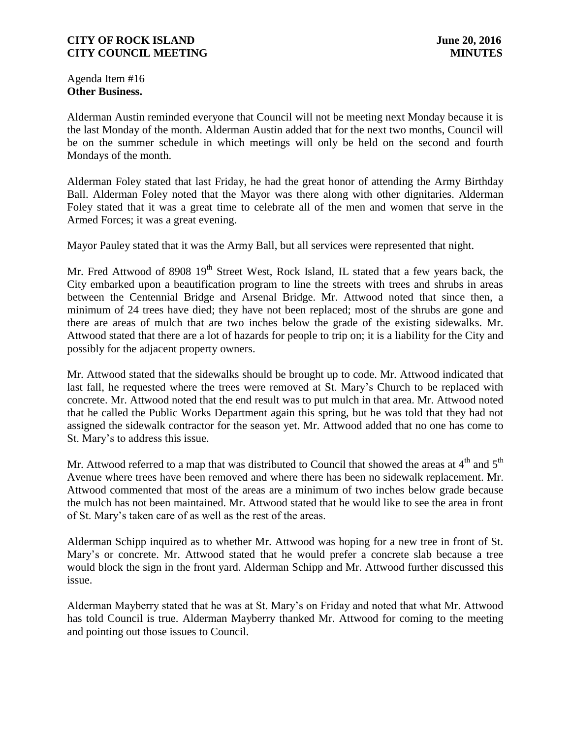Agenda Item #16
**Other Business.**

Alderman Austin reminded everyone that Council will not be meeting next Monday because it is the last Monday of the month. Alderman Austin added that for the next two months, Council will be on the summer schedule in which meetings will only be held on the second and fourth Mondays of the month.

Alderman Foley stated that last Friday, he had the great honor of attending the Army Birthday Ball. Alderman Foley noted that the Mayor was there along with other dignitaries. Alderman Foley stated that it was a great time to celebrate all of the men and women that serve in the Armed Forces; it was a great evening.

Mayor Pauley stated that it was the Army Ball, but all services were represented that night.

Mr. Fred Attwood of 8908 19th Street West, Rock Island, IL stated that a few years back, the City embarked upon a beautification program to line the streets with trees and shrubs in areas between the Centennial Bridge and Arsenal Bridge. Mr. Attwood noted that since then, a minimum of 24 trees have died; they have not been replaced; most of the shrubs are gone and there are areas of mulch that are two inches below the grade of the existing sidewalks. Mr. Attwood stated that there are a lot of hazards for people to trip on; it is a liability for the City and possibly for the adjacent property owners.

Mr. Attwood stated that the sidewalks should be brought up to code. Mr. Attwood indicated that last fall, he requested where the trees were removed at St. Mary's Church to be replaced with concrete. Mr. Attwood noted that the end result was to put mulch in that area. Mr. Attwood noted that he called the Public Works Department again this spring, but he was told that they had not assigned the sidewalk contractor for the season yet. Mr. Attwood added that no one has come to St. Mary's to address this issue.

Mr. Attwood referred to a map that was distributed to Council that showed the areas at 4th and 5th Avenue where trees have been removed and where there has been no sidewalk replacement. Mr. Attwood commented that most of the areas are a minimum of two inches below grade because the mulch has not been maintained. Mr. Attwood stated that he would like to see the area in front of St. Mary's taken care of as well as the rest of the areas.

Alderman Schipp inquired as to whether Mr. Attwood was hoping for a new tree in front of St. Mary's or concrete. Mr. Attwood stated that he would prefer a concrete slab because a tree would block the sign in the front yard. Alderman Schipp and Mr. Attwood further discussed this issue.

Alderman Mayberry stated that he was at St. Mary's on Friday and noted that what Mr. Attwood has told Council is true. Alderman Mayberry thanked Mr. Attwood for coming to the meeting and pointing out those issues to Council.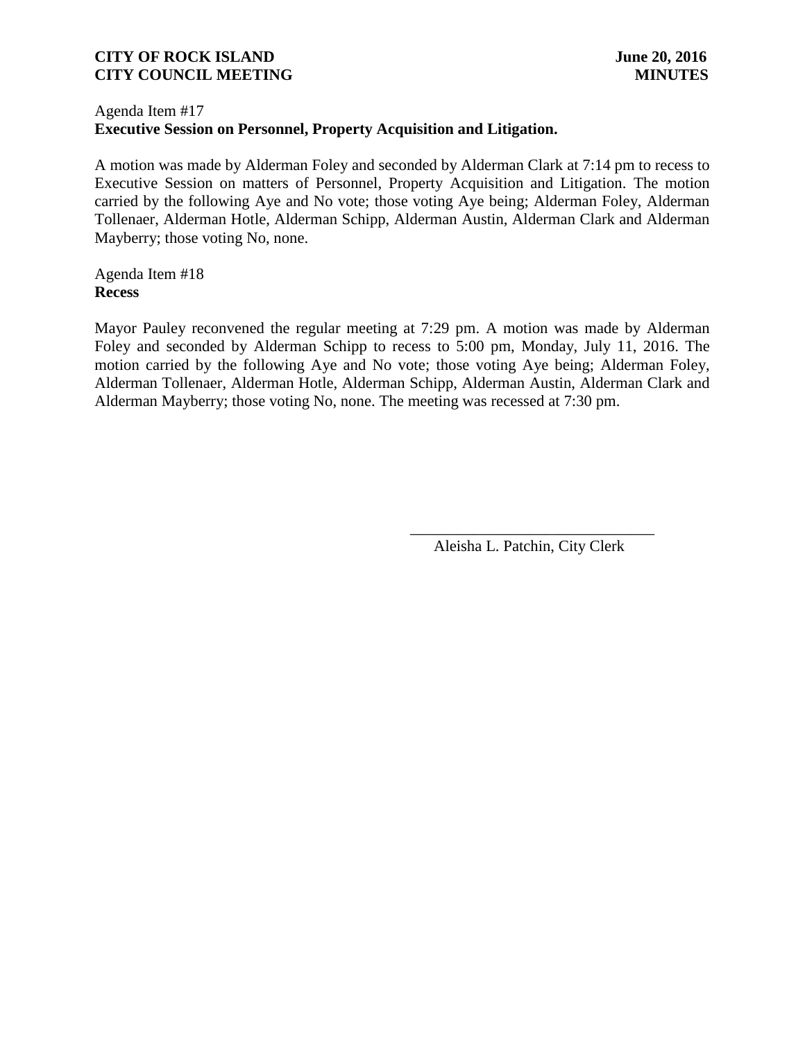Agenda Item #17
**Executive Session on Personnel, Property Acquisition and Litigation.**

A motion was made by Alderman Foley and seconded by Alderman Clark at 7:14 pm to recess to Executive Session on matters of Personnel, Property Acquisition and Litigation. The motion carried by the following Aye and No vote; those voting Aye being; Alderman Foley, Alderman Tollenaer, Alderman Hotle, Alderman Schipp, Alderman Austin, Alderman Clark and Alderman Mayberry; those voting No, none.

Agenda Item #18
**Recess**

Mayor Pauley reconvened the regular meeting at 7:29 pm. A motion was made by Alderman Foley and seconded by Alderman Schipp to recess to 5:00 pm, Monday, July 11, 2016. The motion carried by the following Aye and No vote; those voting Aye being; Alderman Foley, Alderman Tollenaer, Alderman Hotle, Alderman Schipp, Alderman Austin, Alderman Clark and Alderman Mayberry; those voting No, none. The meeting was recessed at 7:30 pm.

\_\_\_\_\_\_\_\_\_\_\_\_\_\_\_\_\_\_\_\_\_\_\_\_\_\_\_\_\_\_\_\_

Aleisha L. Patchin, City Clerk